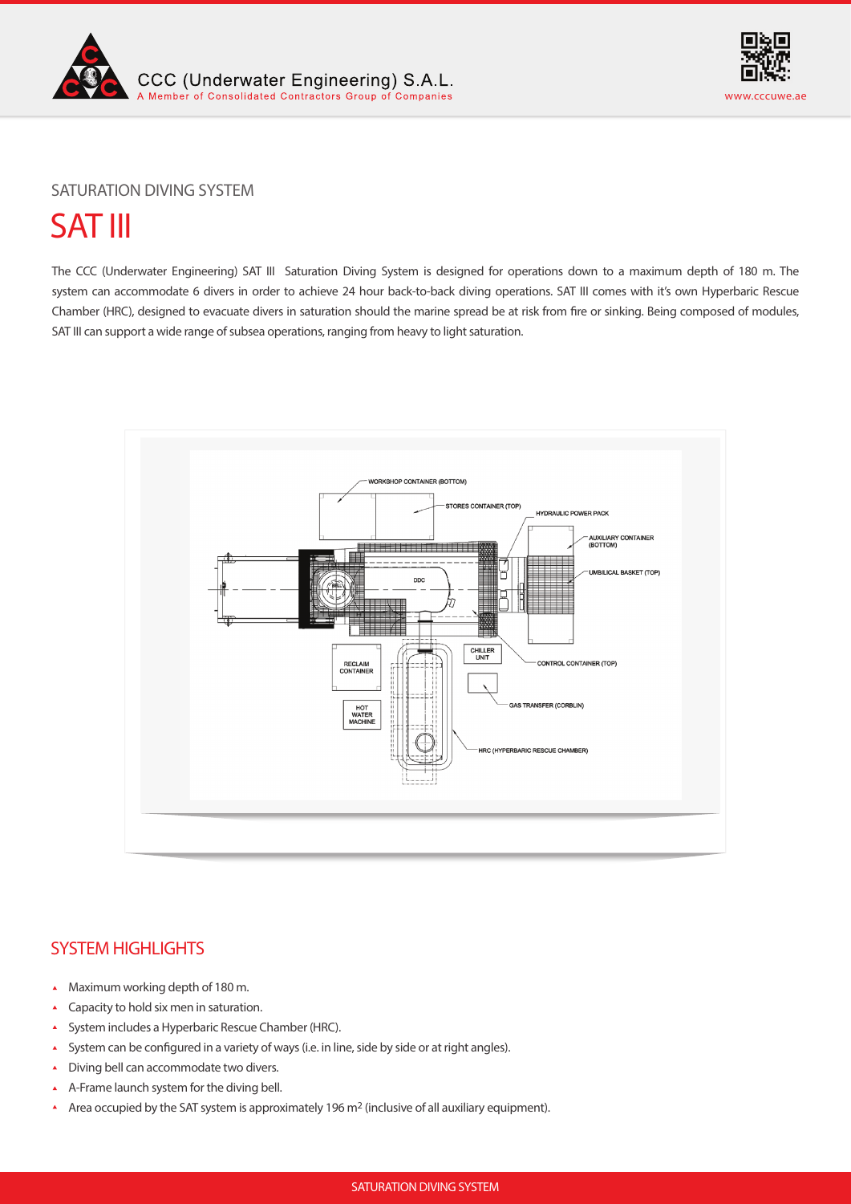SATURATION DIVING SYSTEM

# SAT III

The CCC (Underwater Engineering) SAT III Saturation Diving System is designed for operations down to a maximum depth of 180 m. The system can accommodate 6 divers in order to achieve 24 hour back-to-back diving operations. SAT III comes with it's own Hyperbaric Rescue Chamber (HRC), designed to evacuate divers in saturation should the marine spread be at risk from fire or sinking. Being composed of modules, SAT III can support a wide range of subsea operations, ranging from heavy to light saturation.

## SYSTEM HIGHLIGHTS

- Maximum working depth of 180 m.
- Capacity to hold six men in saturation.
- System includes a Hyperbaric Rescue Chamber (HRC).
- System can be configured in a variety of ways (i.e. in line, side by side or at right angles).
- Diving bell can accommodate two divers.
- A-Frame launch system for the diving bell.
- Area occupied by the SAT system is approximately 196 $m^2$ (inclusive of all auxiliary equipment).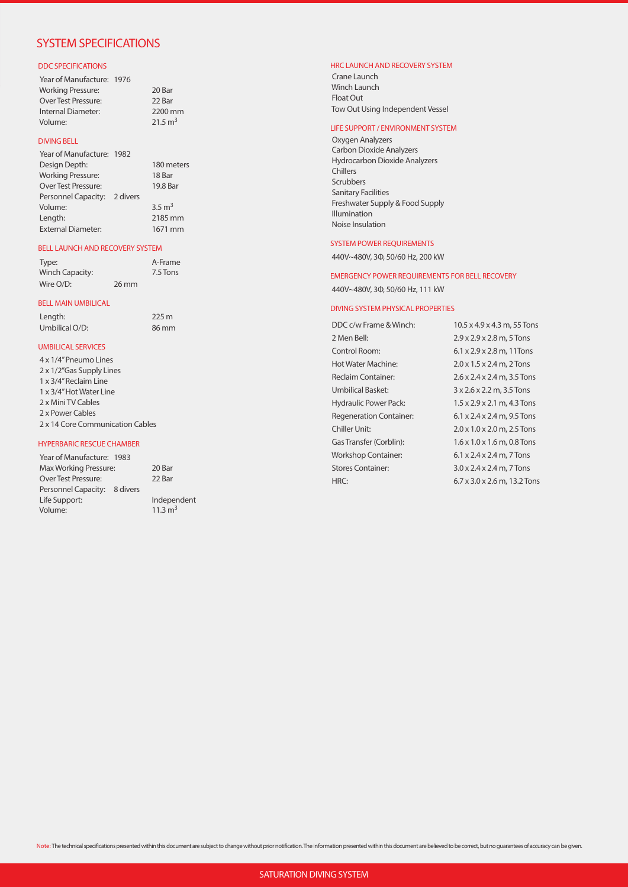# SYSTEM SPECIFICATIONS

## DDC SPECIFICATIONS

| | |
|---|---|
| Year of Manufacture: | 1976 |
| Working Pressure: | 20 Bar |
| Over Test Pressure: | 22 Bar |
| Internal Diameter: | 2200 mm |
| Volume: | 21.5 $m^3$ |

## DIVING BELL

| | |
|---|---|
| Year of Manufacture: | 1982 |
| Design Depth: | 180 meters |
| Working Pressure: | 18 Bar |
| Over Test Pressure: | 19.8 Bar |
| Personnel Capacity: | 2 divers |
| Volume: | 3.5 $m^3$ |
| Length: | 2185 mm |
| External Diameter: | 1671 mm |

## BELL LAUNCH AND RECOVERY SYSTEM

| | |
|---|---|
| Type: | A-Frame |
| Winch Capacity: | 7.5 Tons |
| Wire O/D: | 26 mm |

## BELL MAIN UMBILICAL

| | |
|---|---|
| Length: | 225 m |
| Umbilical O/D: | 86 mm |

## UMBILICAL SERVICES

4 x 1/4" Pneumo Lines
2 x 1/2"Gas Supply Lines
1 x 3/4" Reclaim Line
1 x 3/4" Hot Water Line
2 x Mini TV Cables
2 x Power Cables
2 x 14 Core Communication Cables

## HYPERBARIC RESCUE CHAMBER

| | |
|---|---|
| Year of Manufacture: | 1983 |
| Max Working Pressure: | 20 Bar |
| Over Test Pressure: | 22 Bar |
| Personnel Capacity: | 8 divers |
| Life Support: | Independent |
| Volume: | 11.3 $m^3$ |

## HRC LAUNCH AND RECOVERY SYSTEM

Crane Launch
Winch Launch
Float Out
Tow Out Using Independent Vessel

## LIFE SUPPORT / ENVIRONMENT SYSTEM

Oxygen Analyzers
Carbon Dioxide Analyzers
Hydrocarbon Dioxide Analyzers
Chillers
Scrubbers
Sanitary Facilities
Freshwater Supply & Food Supply
Illumination
Noise Insulation

## SYSTEM POWER REQUIREMENTS

440V~480V, 3Φ, 50/60 Hz, 200 kW

## EMERGENCY POWER REQUIREMENTS FOR BELL RECOVERY

440V~480V, 3Φ, 50/60 Hz, 111 kW

## DIVING SYSTEM PHYSICAL PROPERTIES

| | |
|---|---|
| DDC c/w Frame & Winch: | 10.5 x 4.9 x 4.3 m, 55 Tons |
| 2 Men Bell: | 2.9 x 2.9 x 2.8 m, 5 Tons |
| Control Room: | 6.1 x 2.9 x 2.8 m, 11Tons |
| Hot Water Machine: | 2.0 x 1.5 x 2.4 m, 2 Tons |
| Reclaim Container: | 2.6 x 2.4 x 2.4 m, 3.5 Tons |
| Umbilical Basket: | 3 x 2.6 x 2.2 m, 3.5 Tons |
| Hydraulic Power Pack: | 1.5 x 2.9 x 2.1 m, 4.3 Tons |
| Regeneration Container: | 6.1 x 2.4 x 2.4 m, 9.5 Tons |
| Chiller Unit: | 2.0 x 1.0 x 2.0 m, 2.5 Tons |
| Gas Transfer (Corblin): | 1.6 x 1.0 x 1.6 m, 0.8 Tons |
| Workshop Container: | 6.1 x 2.4 x 2.4 m, 7 Tons |
| Stores Container: | 3.0 x 2.4 x 2.4 m, 7 Tons |
| HRC: | 6.7 x 3.0 x 2.6 m, 13.2 Tons |

Note: The technical specifications presented within this document are subject to change without prior notification. The information presented within this document are believed to be correct, but no guarantees of accuracy can be given.